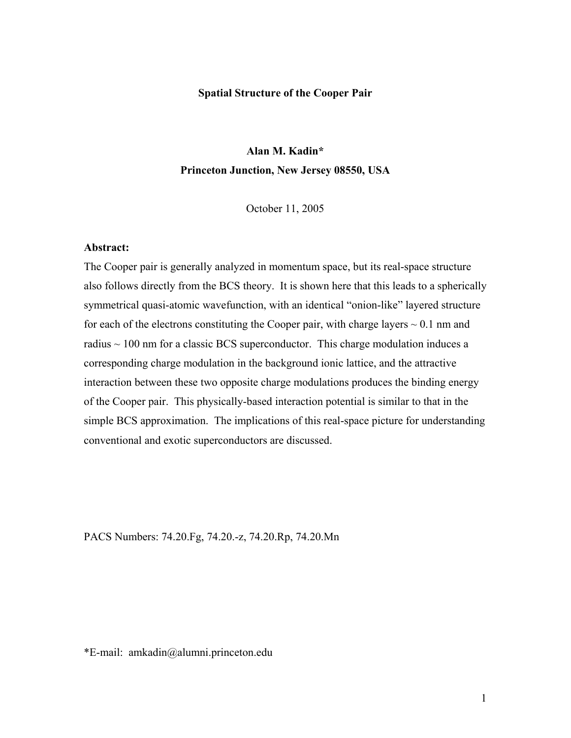# Spatial Structure of the Cooper Pair

**Alan M. Kadin***
**Princeton Junction, New Jersey 08550, USA**

October 11, 2005

**Abstract:**

The Cooper pair is generally analyzed in momentum space, but its real-space structure also follows directly from the BCS theory. It is shown here that this leads to a spherically symmetrical quasi-atomic wavefunction, with an identical "onion-like" layered structure for each of the electrons constituting the Cooper pair, with charge layers ~ 0.1 nm and radius ~ 100 nm for a classic BCS superconductor. This charge modulation induces a corresponding charge modulation in the background ionic lattice, and the attractive interaction between these two opposite charge modulations produces the binding energy of the Cooper pair. This physically-based interaction potential is similar to that in the simple BCS approximation. The implications of this real-space picture for understanding conventional and exotic superconductors are discussed.

PACS Numbers: 74.20.Fg, 74.20.-z, 74.20.Rp, 74.20.Mn

*E-mail: amkadin@alumni.princeton.edu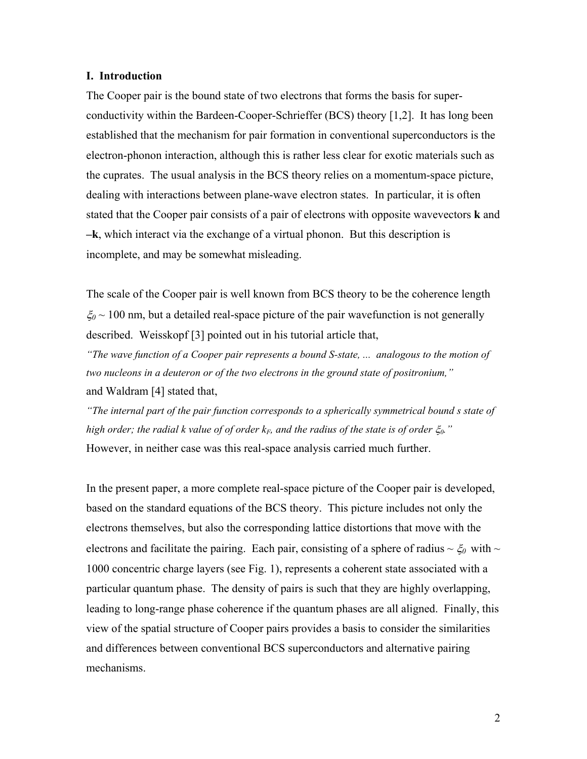## I. Introduction

The Cooper pair is the bound state of two electrons that forms the basis for superconductivity within the Bardeen-Cooper-Schrieffer (BCS) theory [1,2]. It has long been established that the mechanism for pair formation in conventional superconductors is the electron-phonon interaction, although this is rather less clear for exotic materials such as the cuprates. The usual analysis in the BCS theory relies on a momentum-space picture, dealing with interactions between plane-wave electron states. In particular, it is often stated that the Cooper pair consists of a pair of electrons with opposite wavevectors **k** and **–k**, which interact via the exchange of a virtual phonon. But this description is incomplete, and may be somewhat misleading.

The scale of the Cooper pair is well known from BCS theory to be the coherence length $\xi_0 \sim 100$ nm, but a detailed real-space picture of the pair wavefunction is not generally described. Weisskopf [3] pointed out in his tutorial article that,

*"The wave function of a Cooper pair represents a bound S-state, ... analogous to the motion of two nucleons in a deuteron or of the two electrons in the ground state of positronium,"*

and Waldram [4] stated that,

*"The internal part of the pair function corresponds to a spherically symmetrical bound s state of high order; the radial k value of of order $k_F$, and the radius of the state is of order $\xi_0$."*

However, in neither case was this real-space analysis carried much further.

In the present paper, a more complete real-space picture of the Cooper pair is developed, based on the standard equations of the BCS theory. This picture includes not only the electrons themselves, but also the corresponding lattice distortions that move with the electrons and facilitate the pairing. Each pair, consisting of a sphere of radius $\sim \xi_0$ with $\sim$ 1000 concentric charge layers (see Fig. 1), represents a coherent state associated with a particular quantum phase. The density of pairs is such that they are highly overlapping, leading to long-range phase coherence if the quantum phases are all aligned. Finally, this view of the spatial structure of Cooper pairs provides a basis to consider the similarities and differences between conventional BCS superconductors and alternative pairing mechanisms.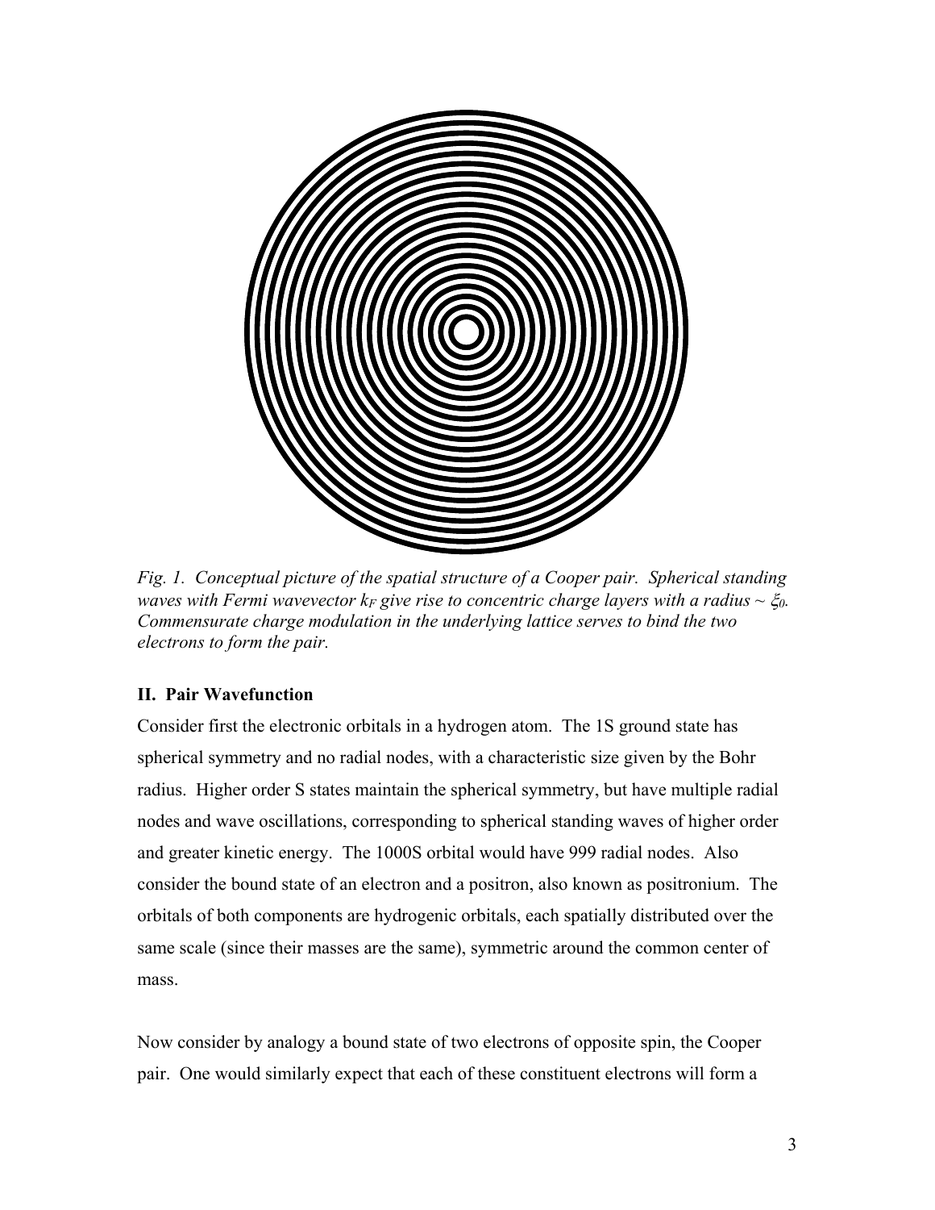*Fig. 1. Conceptual picture of the spatial structure of a Cooper pair. Spherical standing waves with Fermi wavevector $k_F$ give rise to concentric charge layers with a radius ~ $\xi_0$. Commensurate charge modulation in the underlying lattice serves to bind the two electrons to form the pair.*

## II. Pair Wavefunction

Consider first the electronic orbitals in a hydrogen atom. The 1S ground state has spherical symmetry and no radial nodes, with a characteristic size given by the Bohr radius. Higher order S states maintain the spherical symmetry, but have multiple radial nodes and wave oscillations, corresponding to spherical standing waves of higher order and greater kinetic energy. The 1000S orbital would have 999 radial nodes. Also consider the bound state of an electron and a positron, also known as positronium. The orbitals of both components are hydrogenic orbitals, each spatially distributed over the same scale (since their masses are the same), symmetric around the common center of mass.

Now consider by analogy a bound state of two electrons of opposite spin, the Cooper pair. One would similarly expect that each of these constituent electrons will form a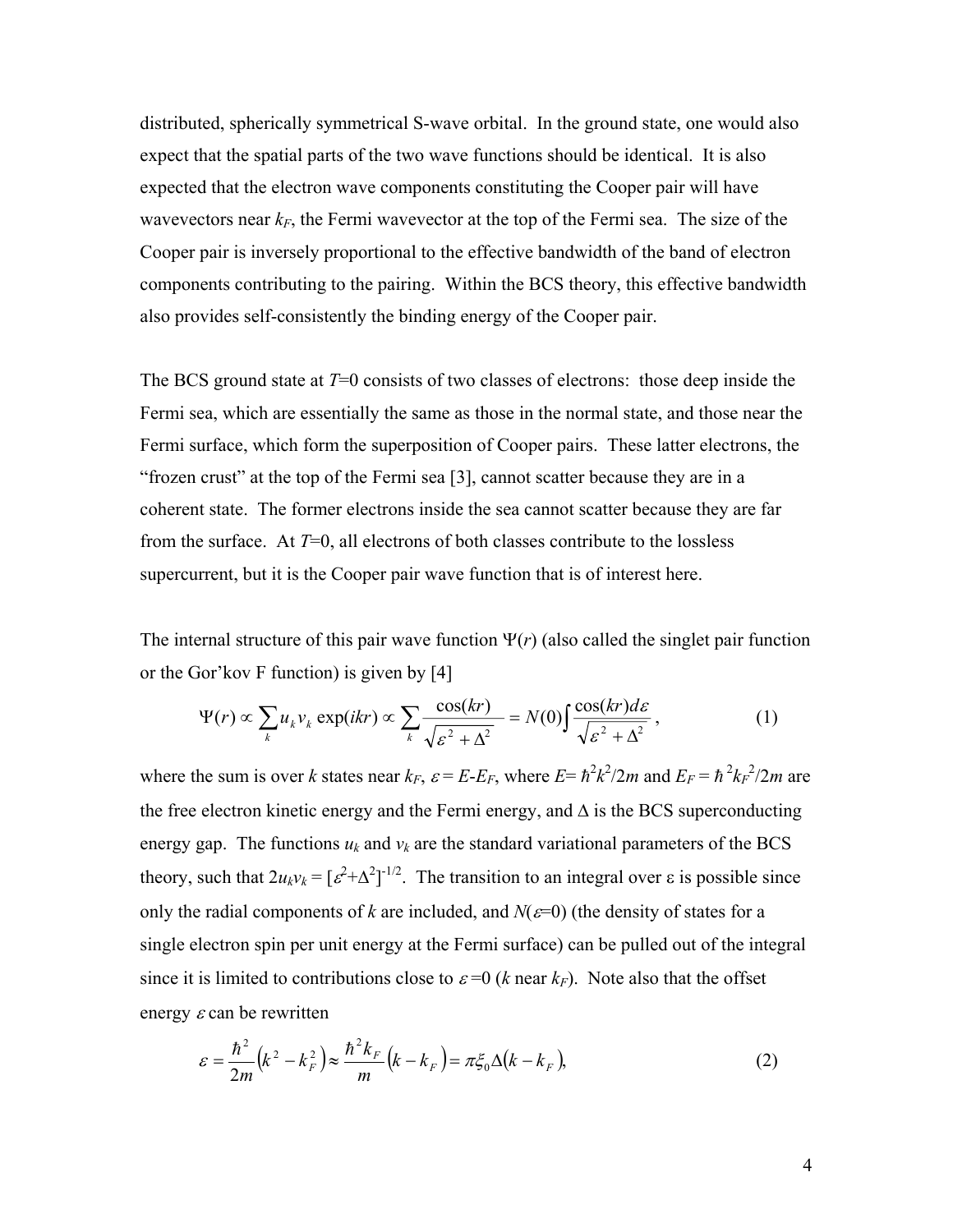distributed, spherically symmetrical S-wave orbital. In the ground state, one would also expect that the spatial parts of the two wave functions should be identical. It is also expected that the electron wave components constituting the Cooper pair will have wavevectors near $k_F$, the Fermi wavevector at the top of the Fermi sea. The size of the Cooper pair is inversely proportional to the effective bandwidth of the band of electron components contributing to the pairing. Within the BCS theory, this effective bandwidth also provides self-consistently the binding energy of the Cooper pair.

The BCS ground state at $T$=0 consists of two classes of electrons: those deep inside the Fermi sea, which are essentially the same as those in the normal state, and those near the Fermi surface, which form the superposition of Cooper pairs. These latter electrons, the "frozen crust" at the top of the Fermi sea [3], cannot scatter because they are in a coherent state. The former electrons inside the sea cannot scatter because they are far from the surface. At $T$=0, all electrons of both classes contribute to the lossless supercurrent, but it is the Cooper pair wave function that is of interest here.

The internal structure of this pair wave function $\Psi(r)$ (also called the singlet pair function or the Gor'kov F function) is given by [4]

$$\Psi(r) \propto \sum_k u_k v_k \exp(ikr) \propto \sum_k \frac{\cos(kr)}{\sqrt{\varepsilon^2 + \Delta^2}} = N(0)\int \frac{\cos(kr)d\varepsilon}{\sqrt{\varepsilon^2 + \Delta^2}}, \tag{1}$$

where the sum is over $k$ states near $k_F$, $\varepsilon = E - E_F$, where $E = \hbar^2 k^2/2m$ and $E_F = \hbar^2 k_F^2/2m$ are the free electron kinetic energy and the Fermi energy, and $\Delta$ is the BCS superconducting energy gap. The functions $u_k$ and $v_k$ are the standard variational parameters of the BCS theory, such that $2u_k v_k = [\varepsilon^2+\Delta^2]^{-1/2}$. The transition to an integral over $\varepsilon$ is possible since only the radial components of $k$ are included, and $N(\varepsilon=0)$ (the density of states for a single electron spin per unit energy at the Fermi surface) can be pulled out of the integral since it is limited to contributions close to $\varepsilon=0$ ($k$ near $k_F$). Note also that the offset energy $\varepsilon$ can be rewritten

$$\varepsilon = \frac{\hbar^2}{2m}\left(k^2 - k_F^2\right) \approx \frac{\hbar^2 k_F}{m}\left(k - k_F\right) = \pi\xi_0\Delta\left(k - k_F\right), \tag{2}$$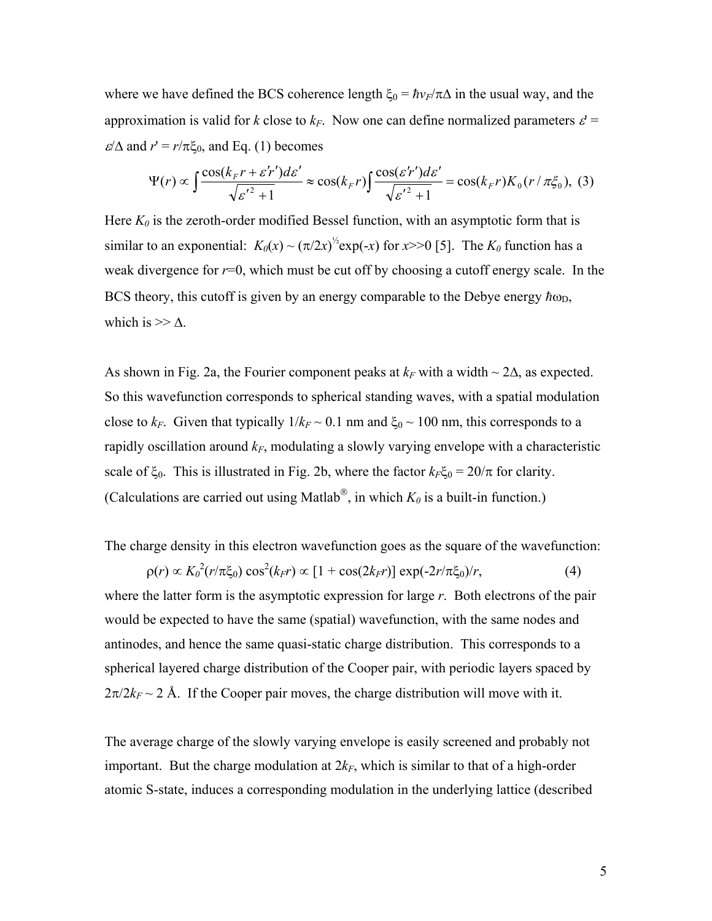where we have defined the BCS coherence length $\xi_0 = \hbar v_F/\pi\Delta$ in the usual way, and the approximation is valid for $k$ close to $k_F$. Now one can define normalized parameters $\varepsilon' = \varepsilon/\Delta$ and $r' = r/\pi\xi_0$, and Eq. (1) becomes

$$\Psi(r) \propto \int \frac{\cos(k_F r + \varepsilon' r')d\varepsilon'}{\sqrt{\varepsilon'^2 + 1}} \approx \cos(k_F r) \int \frac{\cos(\varepsilon' r')d\varepsilon'}{\sqrt{\varepsilon'^2 + 1}} = \cos(k_F r) K_0(r/\pi\xi_0), \quad (3)$$

Here $K_0$ is the zeroth-order modified Bessel function, with an asymptotic form that is similar to an exponential: $K_0(x) \sim (\pi/2x)^{1/2}\exp(-x)$ for $x >> 0$ [5]. The $K_0$ function has a weak divergence for $r$=0, which must be cut off by choosing a cutoff energy scale. In the BCS theory, this cutoff is given by an energy comparable to the Debye energy $\hbar\omega_D$, which is >> $\Delta$.

As shown in Fig. 2a, the Fourier component peaks at $k_F$ with a width ~ $2\Delta$, as expected. So this wavefunction corresponds to spherical standing waves, with a spatial modulation close to $k_F$. Given that typically $1/k_F \sim 0.1$ nm and $\xi_0 \sim 100$ nm, this corresponds to a rapidly oscillation around $k_F$, modulating a slowly varying envelope with a characteristic scale of $\xi_0$. This is illustrated in Fig. 2b, where the factor $k_F\xi_0 = 20/\pi$ for clarity. (Calculations are carried out using Matlab®, in which $K_0$ is a built-in function.)

The charge density in this electron wavefunction goes as the square of the wavefunction:

$$\rho(r) \propto K_0^2(r/\pi\xi_0)\cos^2(k_F r) \propto [1 + \cos(2k_F r)]\exp(-2r/\pi\xi_0)/r, \quad (4)$$

where the latter form is the asymptotic expression for large $r$. Both electrons of the pair would be expected to have the same (spatial) wavefunction, with the same nodes and antinodes, and hence the same quasi-static charge distribution. This corresponds to a spherical layered charge distribution of the Cooper pair, with periodic layers spaced by $2\pi/2k_F \sim 2$ Å. If the Cooper pair moves, the charge distribution will move with it.

The average charge of the slowly varying envelope is easily screened and probably not important. But the charge modulation at $2k_F$, which is similar to that of a high-order atomic S-state, induces a corresponding modulation in the underlying lattice (described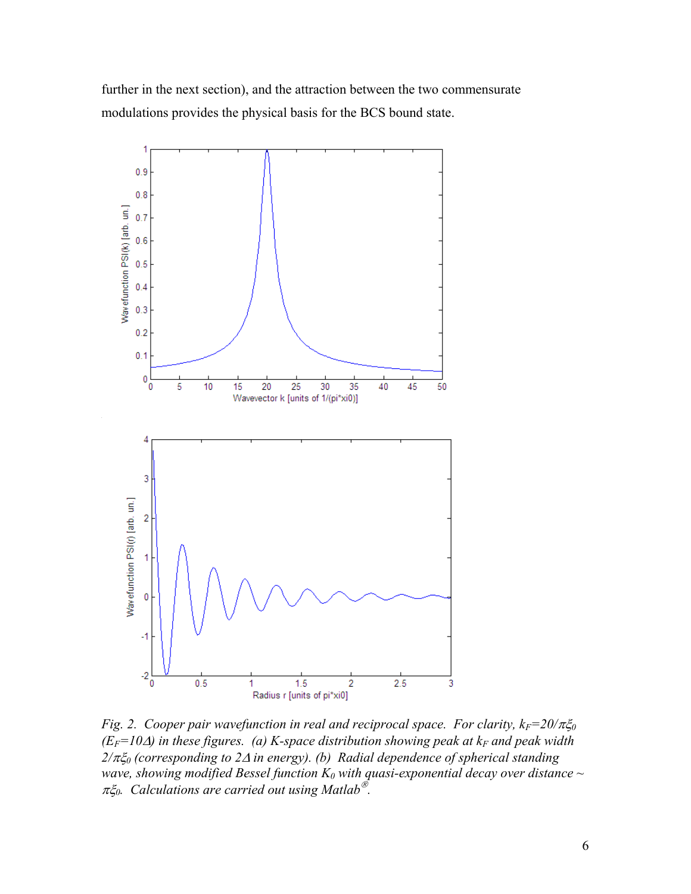further in the next section), and the attraction between the two commensurate modulations provides the physical basis for the BCS bound state.

*Fig. 2. Cooper pair wavefunction in real and reciprocal space. For clarity, $k_F=20/\pi\xi_0$ ($E_F=10\Delta$) in these figures. (a) K-space distribution showing peak at $k_F$ and peak width $2/\pi\xi_0$ (corresponding to $2\Delta$ in energy). (b) Radial dependence of spherical standing wave, showing modified Bessel function $K_0$ with quasi-exponential decay over distance ~ $\pi\xi_0$. Calculations are carried out using Matlab®.*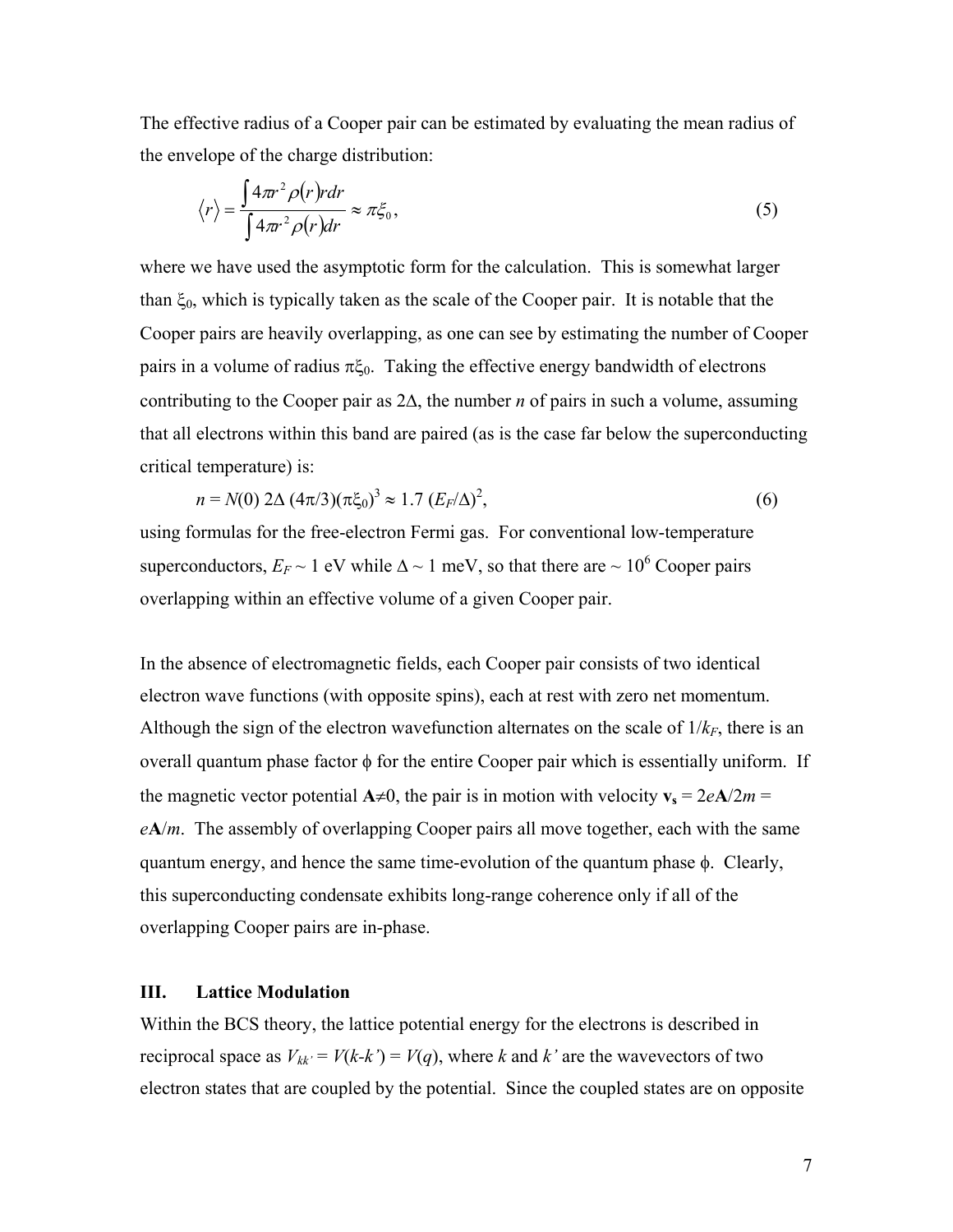The effective radius of a Cooper pair can be estimated by evaluating the mean radius of the envelope of the charge distribution:

$$\langle r \rangle = \frac{\int 4\pi r^2 \rho(r) r dr}{\int 4\pi r^2 \rho(r) dr} \approx \pi \xi_0, \tag{5}$$

where we have used the asymptotic form for the calculation. This is somewhat larger than $\xi_0$, which is typically taken as the scale of the Cooper pair. It is notable that the Cooper pairs are heavily overlapping, as one can see by estimating the number of Cooper pairs in a volume of radius $\pi\xi_0$. Taking the effective energy bandwidth of electrons contributing to the Cooper pair as $2\Delta$, the number $n$ of pairs in such a volume, assuming that all electrons within this band are paired (as is the case far below the superconducting critical temperature) is:

$$n = N(0)\, 2\Delta\, (4\pi/3)(\pi\xi_0)^3 \approx 1.7\, (E_F/\Delta)^2, \tag{6}$$

using formulas for the free-electron Fermi gas. For conventional low-temperature superconductors, $E_F \sim 1$ eV while $\Delta \sim 1$ meV, so that there are $\sim 10^6$ Cooper pairs overlapping within an effective volume of a given Cooper pair.

In the absence of electromagnetic fields, each Cooper pair consists of two identical electron wave functions (with opposite spins), each at rest with zero net momentum. Although the sign of the electron wavefunction alternates on the scale of $1/k_F$, there is an overall quantum phase factor $\phi$ for the entire Cooper pair which is essentially uniform. If the magnetic vector potential $\mathbf{A} \neq 0$, the pair is in motion with velocity $\mathbf{v_s} = 2e\mathbf{A}/2m = e\mathbf{A}/m$. The assembly of overlapping Cooper pairs all move together, each with the same quantum energy, and hence the same time-evolution of the quantum phase $\phi$. Clearly, this superconducting condensate exhibits long-range coherence only if all of the overlapping Cooper pairs are in-phase.

## III. Lattice Modulation

Within the BCS theory, the lattice potential energy for the electrons is described in reciprocal space as $V_{kk'} = V(k-k') = V(q)$, where $k$ and $k'$ are the wavevectors of two electron states that are coupled by the potential. Since the coupled states are on opposite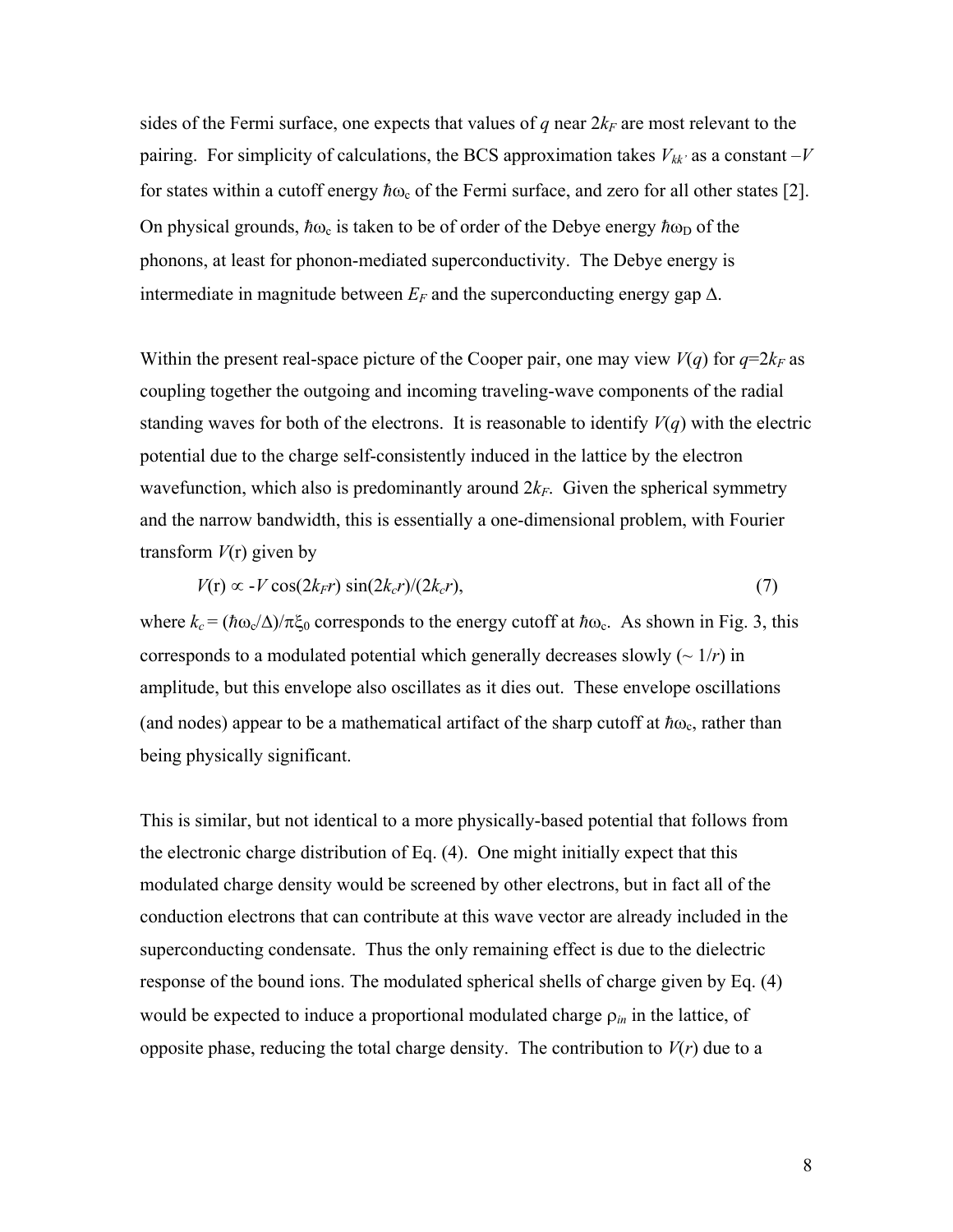sides of the Fermi surface, one expects that values of $q$ near $2k_F$ are most relevant to the pairing. For simplicity of calculations, the BCS approximation takes $V_{kk'}$ as a constant $-V$ for states within a cutoff energy $\hbar\omega_c$ of the Fermi surface, and zero for all other states [2]. On physical grounds, $\hbar\omega_c$ is taken to be of order of the Debye energy $\hbar\omega_D$ of the phonons, at least for phonon-mediated superconductivity. The Debye energy is intermediate in magnitude between $E_F$ and the superconducting energy gap $\Delta$.

Within the present real-space picture of the Cooper pair, one may view $V(q)$ for $q=2k_F$ as coupling together the outgoing and incoming traveling-wave components of the radial standing waves for both of the electrons. It is reasonable to identify $V(q)$ with the electric potential due to the charge self-consistently induced in the lattice by the electron wavefunction, which also is predominantly around $2k_F$. Given the spherical symmetry and the narrow bandwidth, this is essentially a one-dimensional problem, with Fourier transform $V(\mathrm{r})$ given by

$$V(\mathrm{r}) \propto -V \cos(2k_F r) \sin(2k_c r)/(2k_c r), \tag{7}$$

where $k_c = (\hbar\omega_c/\Delta)/\pi\xi_0$ corresponds to the energy cutoff at $\hbar\omega_c$. As shown in Fig. 3, this corresponds to a modulated potential which generally decreases slowly ($\sim 1/r$) in amplitude, but this envelope also oscillates as it dies out. These envelope oscillations (and nodes) appear to be a mathematical artifact of the sharp cutoff at $\hbar\omega_c$, rather than being physically significant.

This is similar, but not identical to a more physically-based potential that follows from the electronic charge distribution of Eq. (4). One might initially expect that this modulated charge density would be screened by other electrons, but in fact all of the conduction electrons that can contribute at this wave vector are already included in the superconducting condensate. Thus the only remaining effect is due to the dielectric response of the bound ions. The modulated spherical shells of charge given by Eq. (4) would be expected to induce a proportional modulated charge $\rho_{in}$ in the lattice, of opposite phase, reducing the total charge density. The contribution to $V(r)$ due to a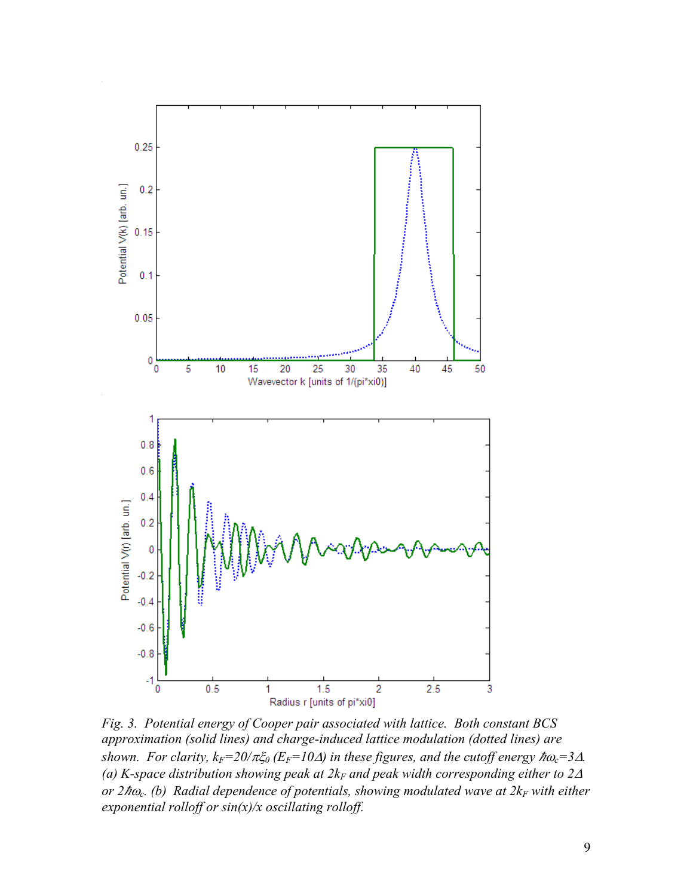Fig. 3. Potential energy of Cooper pair associated with lattice. Both constant BCS approximation (solid lines) and charge-induced lattice modulation (dotted lines) are shown. For clarity, $k_F=20/\pi\xi_0$ ($E_F=10\Delta$) in these figures, and the cutoff energy $\hbar\omega_c=3\Delta$. (a) K-space distribution showing peak at $2k_F$ and peak width corresponding either to $2\Delta$ or $2\hbar\omega_c$. (b) Radial dependence of potentials, showing modulated wave at $2k_F$ with either exponential rolloff or sin(x)/x oscillating rolloff.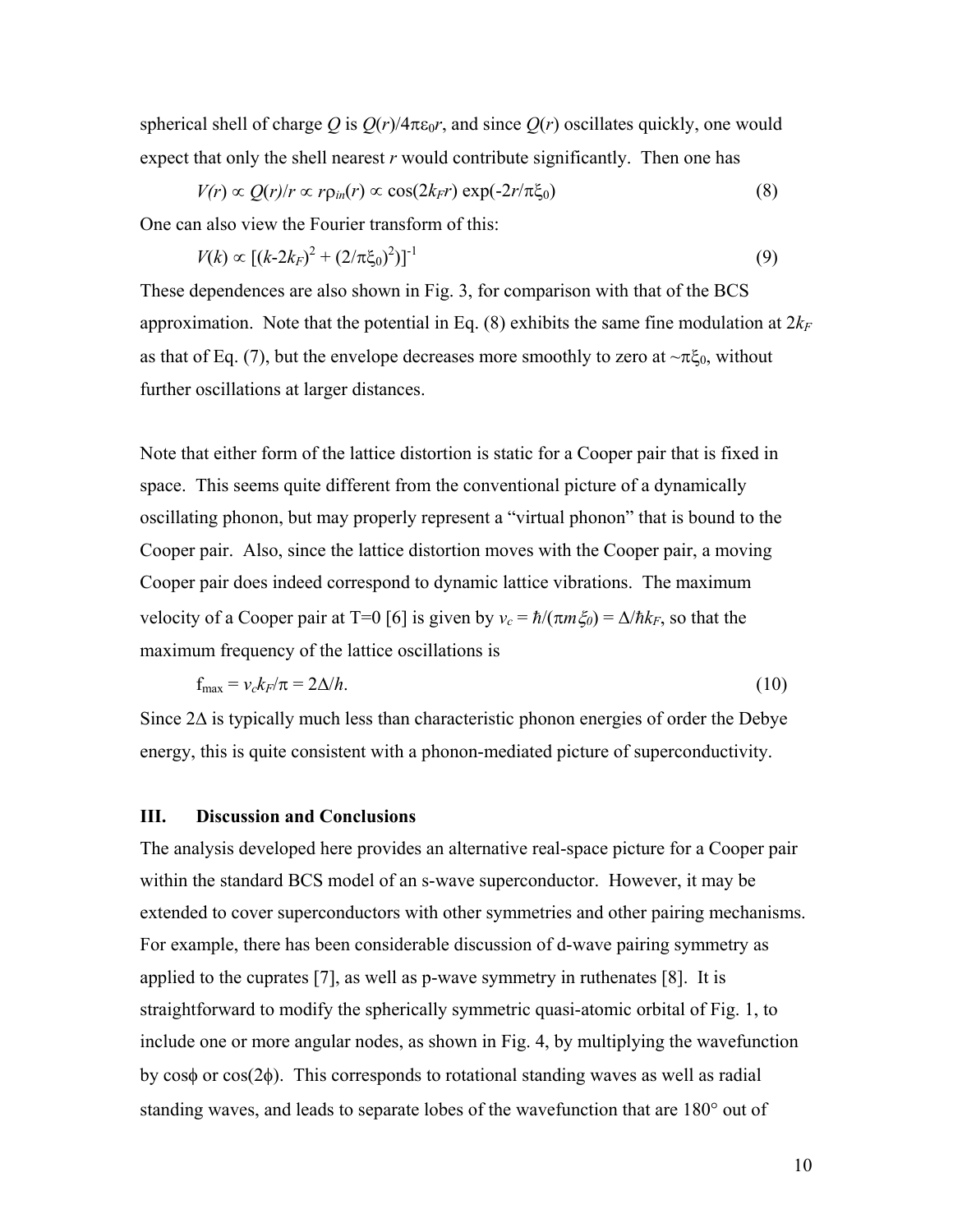spherical shell of charge $Q$ is $Q(r)/4\pi\varepsilon_0 r$, and since $Q(r)$ oscillates quickly, one would expect that only the shell nearest $r$ would contribute significantly. Then one has

$$V(r) \propto Q(r)/r \propto r\rho_{in}(r) \propto \cos(2k_F r)\exp(-2r/\pi\xi_0) \tag{8}$$

One can also view the Fourier transform of this:

$$V(k) \propto [(k-2k_F)^2 + (2/\pi\xi_0)^2)]^{-1} \tag{9}$$

These dependences are also shown in Fig. 3, for comparison with that of the BCS approximation. Note that the potential in Eq. (8) exhibits the same fine modulation at $2k_F$ as that of Eq. (7), but the envelope decreases more smoothly to zero at $\sim\pi\xi_0$, without further oscillations at larger distances.

Note that either form of the lattice distortion is static for a Cooper pair that is fixed in space. This seems quite different from the conventional picture of a dynamically oscillating phonon, but may properly represent a "virtual phonon" that is bound to the Cooper pair. Also, since the lattice distortion moves with the Cooper pair, a moving Cooper pair does indeed correspond to dynamic lattice vibrations. The maximum velocity of a Cooper pair at T=0 [6] is given by $v_c = \hbar/(\pi m \xi_0) = \Delta/\hbar k_F$, so that the maximum frequency of the lattice oscillations is

$$f_{max} = v_c k_F/\pi = 2\Delta/h. \tag{10}$$

Since $2\Delta$ is typically much less than characteristic phonon energies of order the Debye energy, this is quite consistent with a phonon-mediated picture of superconductivity.

## III. Discussion and Conclusions

The analysis developed here provides an alternative real-space picture for a Cooper pair within the standard BCS model of an s-wave superconductor. However, it may be extended to cover superconductors with other symmetries and other pairing mechanisms. For example, there has been considerable discussion of d-wave pairing symmetry as applied to the cuprates [7], as well as p-wave symmetry in ruthenates [8]. It is straightforward to modify the spherically symmetric quasi-atomic orbital of Fig. 1, to include one or more angular nodes, as shown in Fig. 4, by multiplying the wavefunction by $\cos\phi$ or $\cos(2\phi)$. This corresponds to rotational standing waves as well as radial standing waves, and leads to separate lobes of the wavefunction that are 180° out of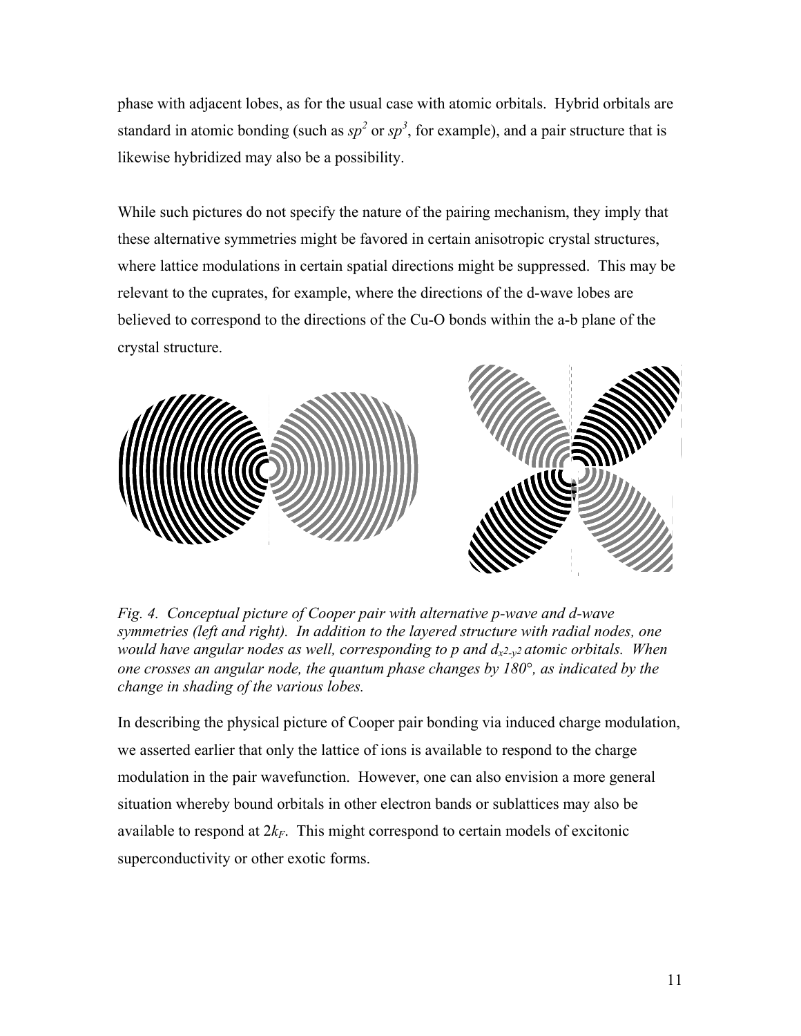phase with adjacent lobes, as for the usual case with atomic orbitals. Hybrid orbitals are standard in atomic bonding (such as $sp^2$ or $sp^3$, for example), and a pair structure that is likewise hybridized may also be a possibility.

While such pictures do not specify the nature of the pairing mechanism, they imply that these alternative symmetries might be favored in certain anisotropic crystal structures, where lattice modulations in certain spatial directions might be suppressed. This may be relevant to the cuprates, for example, where the directions of the d-wave lobes are believed to correspond to the directions of the Cu-O bonds within the a-b plane of the crystal structure.

*Fig. 4. Conceptual picture of Cooper pair with alternative p-wave and d-wave symmetries (left and right). In addition to the layered structure with radial nodes, one would have angular nodes as well, corresponding to p and $d_{x^2-y^2}$ atomic orbitals. When one crosses an angular node, the quantum phase changes by 180°, as indicated by the change in shading of the various lobes.*

In describing the physical picture of Cooper pair bonding via induced charge modulation, we asserted earlier that only the lattice of ions is available to respond to the charge modulation in the pair wavefunction. However, one can also envision a more general situation whereby bound orbitals in other electron bands or sublattices may also be available to respond at $2k_F$. This might correspond to certain models of excitonic superconductivity or other exotic forms.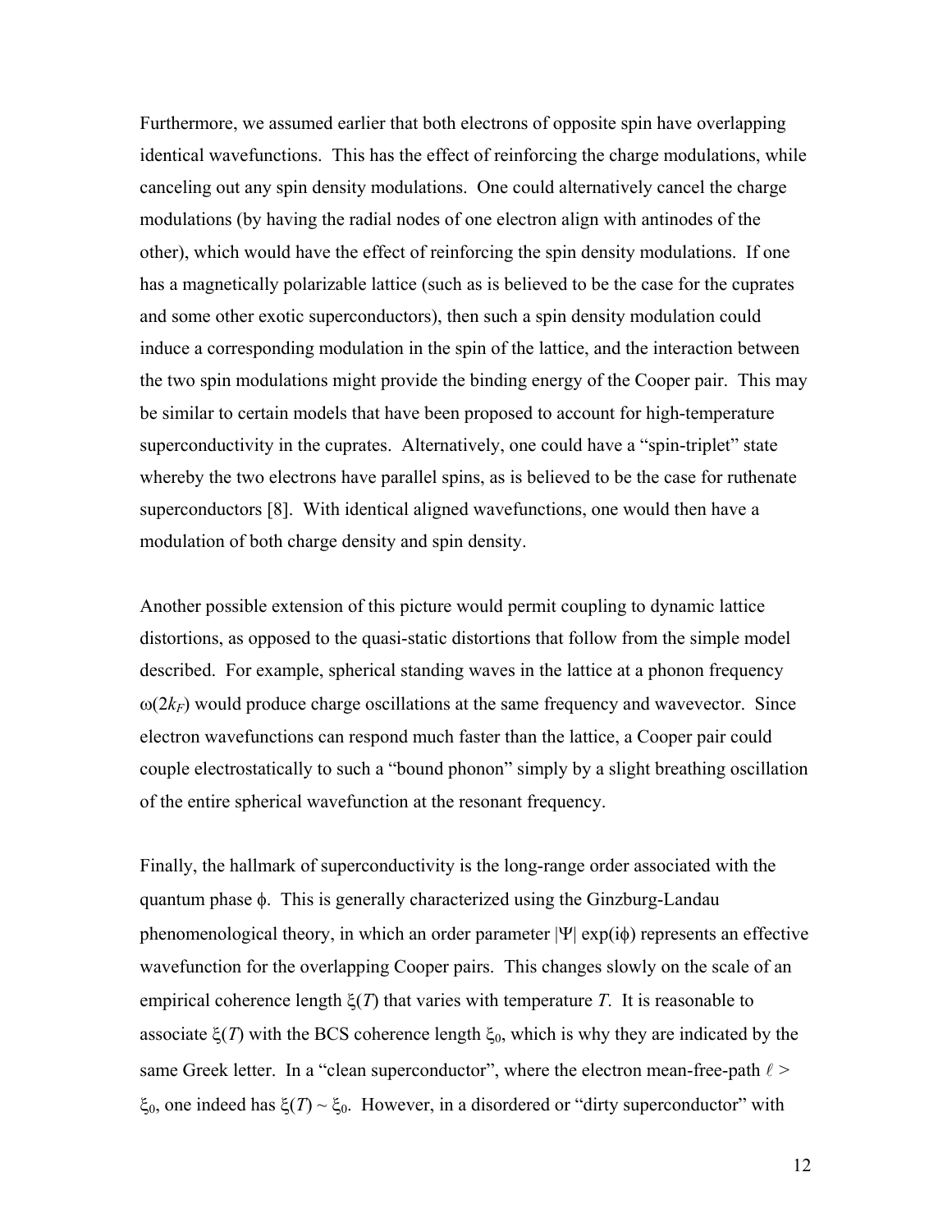Furthermore, we assumed earlier that both electrons of opposite spin have overlapping identical wavefunctions. This has the effect of reinforcing the charge modulations, while canceling out any spin density modulations. One could alternatively cancel the charge modulations (by having the radial nodes of one electron align with antinodes of the other), which would have the effect of reinforcing the spin density modulations. If one has a magnetically polarizable lattice (such as is believed to be the case for the cuprates and some other exotic superconductors), then such a spin density modulation could induce a corresponding modulation in the spin of the lattice, and the interaction between the two spin modulations might provide the binding energy of the Cooper pair. This may be similar to certain models that have been proposed to account for high-temperature superconductivity in the cuprates. Alternatively, one could have a "spin-triplet" state whereby the two electrons have parallel spins, as is believed to be the case for ruthenate superconductors [8]. With identical aligned wavefunctions, one would then have a modulation of both charge density and spin density.

Another possible extension of this picture would permit coupling to dynamic lattice distortions, as opposed to the quasi-static distortions that follow from the simple model described. For example, spherical standing waves in the lattice at a phonon frequency $\omega(2k_F)$ would produce charge oscillations at the same frequency and wavevector. Since electron wavefunctions can respond much faster than the lattice, a Cooper pair could couple electrostatically to such a "bound phonon" simply by a slight breathing oscillation of the entire spherical wavefunction at the resonant frequency.

Finally, the hallmark of superconductivity is the long-range order associated with the quantum phase $\phi$. This is generally characterized using the Ginzburg-Landau phenomenological theory, in which an order parameter $|\Psi| \exp(i\phi)$ represents an effective wavefunction for the overlapping Cooper pairs. This changes slowly on the scale of an empirical coherence length $\xi(T)$ that varies with temperature $T$. It is reasonable to associate $\xi(T)$ with the BCS coherence length $\xi_0$, which is why they are indicated by the same Greek letter. In a "clean superconductor", where the electron mean-free-path $\ell > \xi_0$, one indeed has $\xi(T) \sim \xi_0$. However, in a disordered or "dirty superconductor" with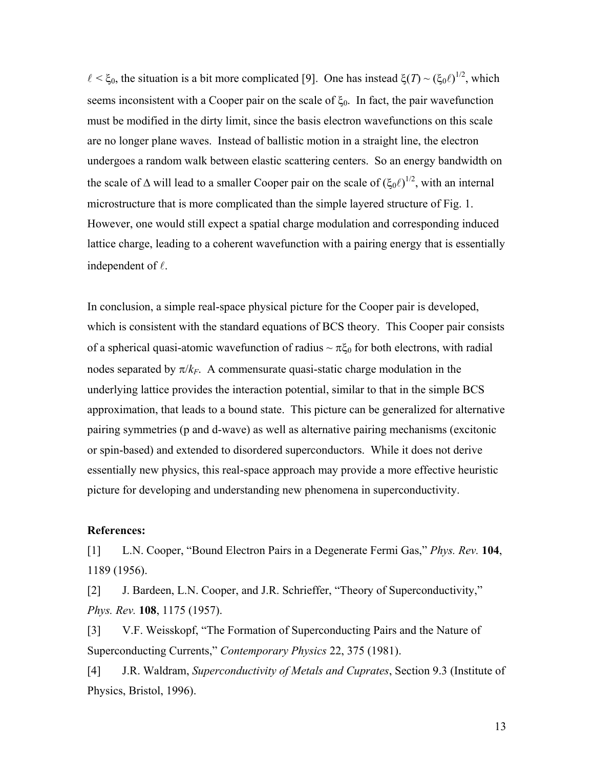$\ell < \xi_0$, the situation is a bit more complicated [9]. One has instead $\xi(T) \sim (\xi_0\ell)^{1/2}$, which seems inconsistent with a Cooper pair on the scale of $\xi_0$. In fact, the pair wavefunction must be modified in the dirty limit, since the basis electron wavefunctions on this scale are no longer plane waves. Instead of ballistic motion in a straight line, the electron undergoes a random walk between elastic scattering centers. So an energy bandwidth on the scale of $\Delta$ will lead to a smaller Cooper pair on the scale of $(\xi_0\ell)^{1/2}$, with an internal microstructure that is more complicated than the simple layered structure of Fig. 1. However, one would still expect a spatial charge modulation and corresponding induced lattice charge, leading to a coherent wavefunction with a pairing energy that is essentially independent of $\ell$.

In conclusion, a simple real-space physical picture for the Cooper pair is developed, which is consistent with the standard equations of BCS theory. This Cooper pair consists of a spherical quasi-atomic wavefunction of radius $\sim \pi\xi_0$ for both electrons, with radial nodes separated by $\pi/k_F$. A commensurate quasi-static charge modulation in the underlying lattice provides the interaction potential, similar to that in the simple BCS approximation, that leads to a bound state. This picture can be generalized for alternative pairing symmetries (p and d-wave) as well as alternative pairing mechanisms (excitonic or spin-based) and extended to disordered superconductors. While it does not derive essentially new physics, this real-space approach may provide a more effective heuristic picture for developing and understanding new phenomena in superconductivity.

**References:**

[1] L.N. Cooper, "Bound Electron Pairs in a Degenerate Fermi Gas," *Phys. Rev.* **104**, 1189 (1956).

[2] J. Bardeen, L.N. Cooper, and J.R. Schrieffer, "Theory of Superconductivity," *Phys. Rev.* **108**, 1175 (1957).

[3] V.F. Weisskopf, "The Formation of Superconducting Pairs and the Nature of Superconducting Currents," *Contemporary Physics* 22, 375 (1981).

[4] J.R. Waldram, *Superconductivity of Metals and Cuprates*, Section 9.3 (Institute of Physics, Bristol, 1996).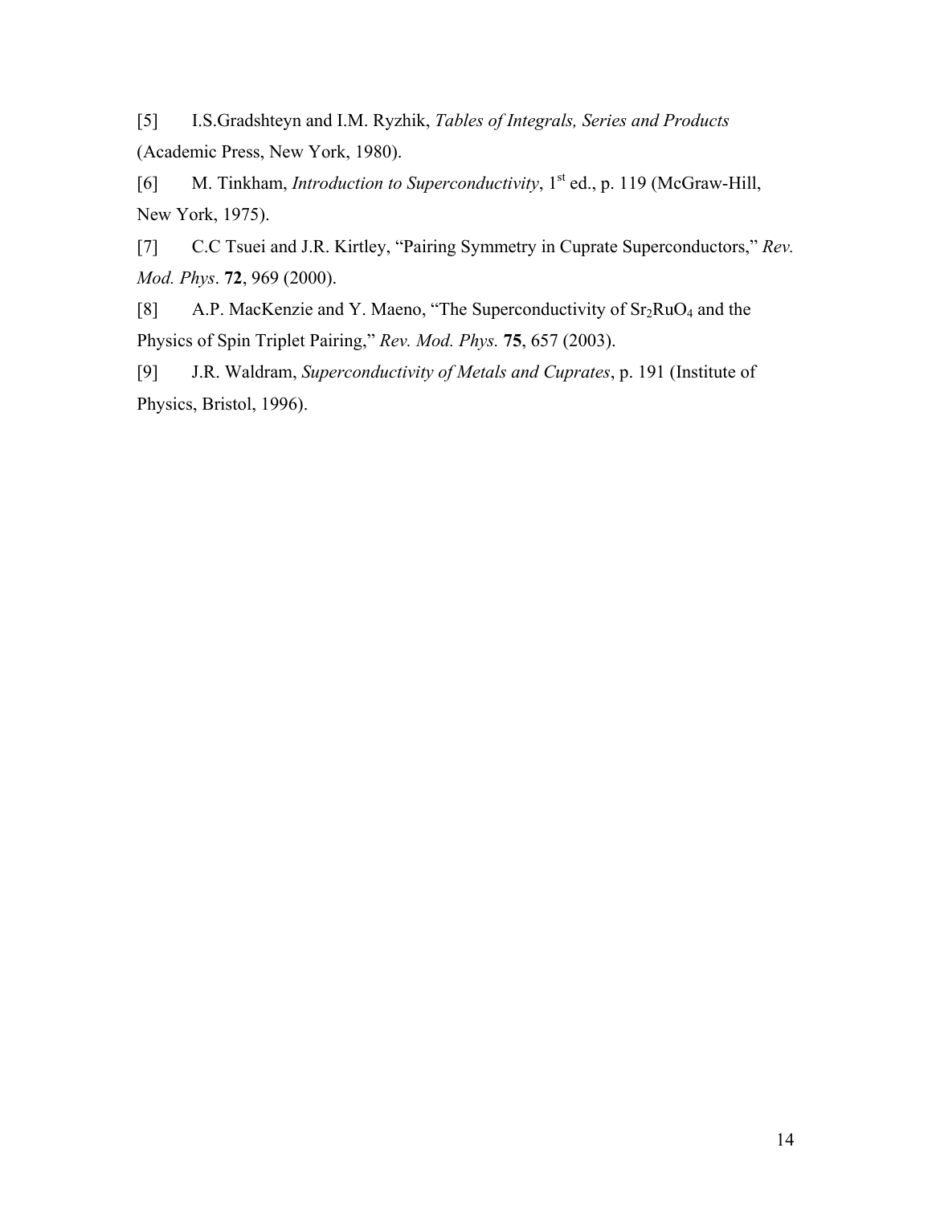[5] I.S.Gradshteyn and I.M. Ryzhik, *Tables of Integrals, Series and Products* (Academic Press, New York, 1980).

[6] M. Tinkham, *Introduction to Superconductivity*, 1st ed., p. 119 (McGraw-Hill, New York, 1975).

[7] C.C Tsuei and J.R. Kirtley, "Pairing Symmetry in Cuprate Superconductors," *Rev. Mod. Phys*. **72**, 969 (2000).

[8] A.P. MacKenzie and Y. Maeno, "The Superconductivity of $Sr_2RuO_4$ and the Physics of Spin Triplet Pairing," *Rev. Mod. Phys.* **75**, 657 (2003).

[9] J.R. Waldram, *Superconductivity of Metals and Cuprates*, p. 191 (Institute of Physics, Bristol, 1996).